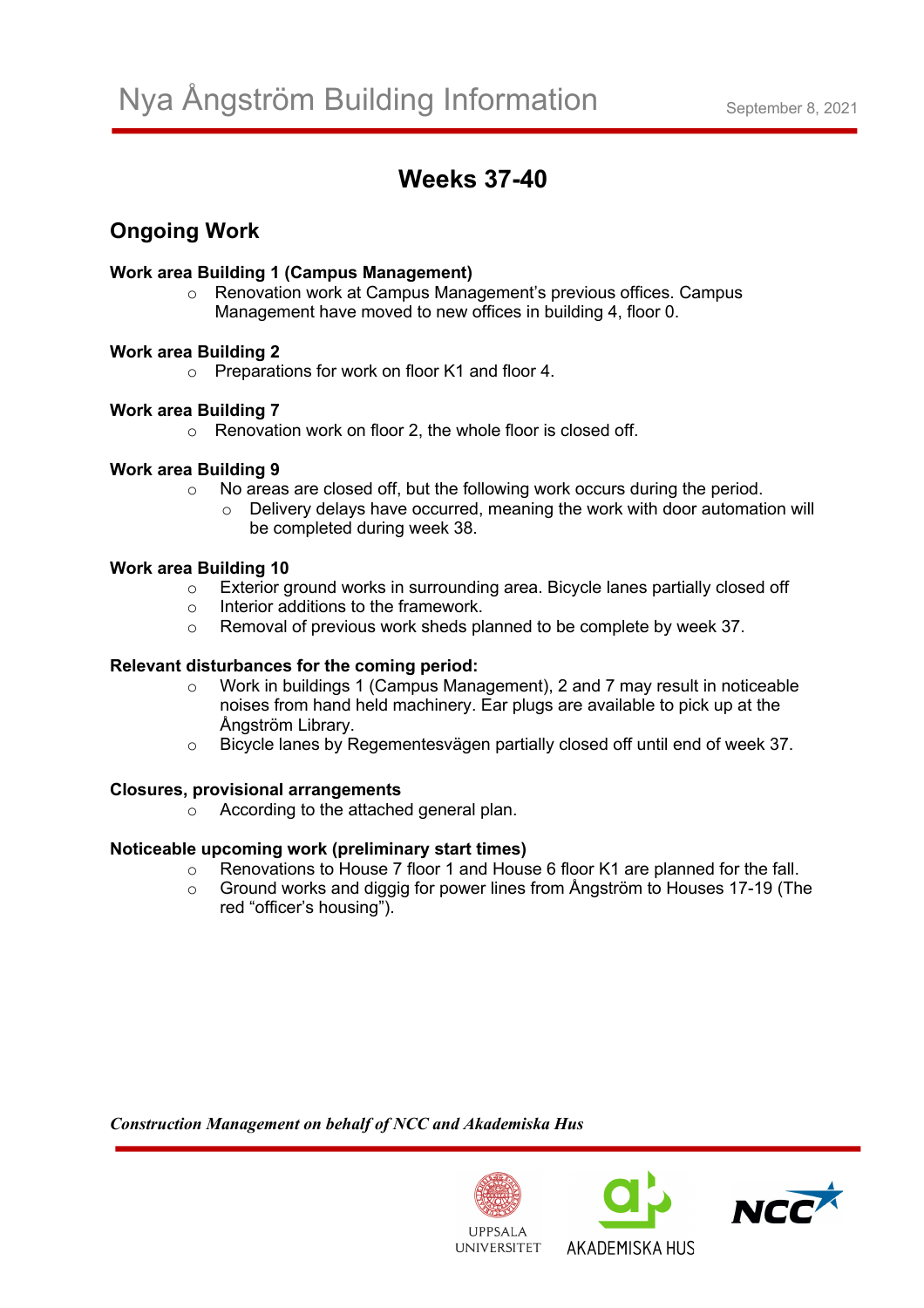# Nya Ångström Building Information

September 8, 2021

## Weeks 37-40

### Ongoing Work

**Work area Building 1 (Campus Management)**

- Renovation work at Campus Management's previous offices. Campus Management have moved to new offices in building 4, floor 0.

**Work area Building 2**

- Preparations for work on floor K1 and floor 4.

**Work area Building 7**

- Renovation work on floor 2, the whole floor is closed off.

**Work area Building 9**

- No areas are closed off, but the following work occurs during the period.
  - Delivery delays have occurred, meaning the work with door automation will be completed during week 38.

**Work area Building 10**

- Exterior ground works in surrounding area. Bicycle lanes partially closed off
- Interior additions to the framework.
- Removal of previous work sheds planned to be complete by week 37.

**Relevant disturbances for the coming period:**

- Work in buildings 1 (Campus Management), 2 and 7 may result in noticeable noises from hand held machinery. Ear plugs are available to pick up at the Ångström Library.
- Bicycle lanes by Regementesvägen partially closed off until end of week 37.

**Closures, provisional arrangements**

- According to the attached general plan.

**Noticeable upcoming work (preliminary start times)**

- Renovations to House 7 floor 1 and House 6 floor K1 are planned for the fall.
- Ground works and diggig for power lines from Ångström to Houses 17-19 (The red "officer's housing").

***Construction Management on behalf of NCC and Akademiska Hus***

UPPSALA UNIVERSITET AKADEMISKA HUS NCC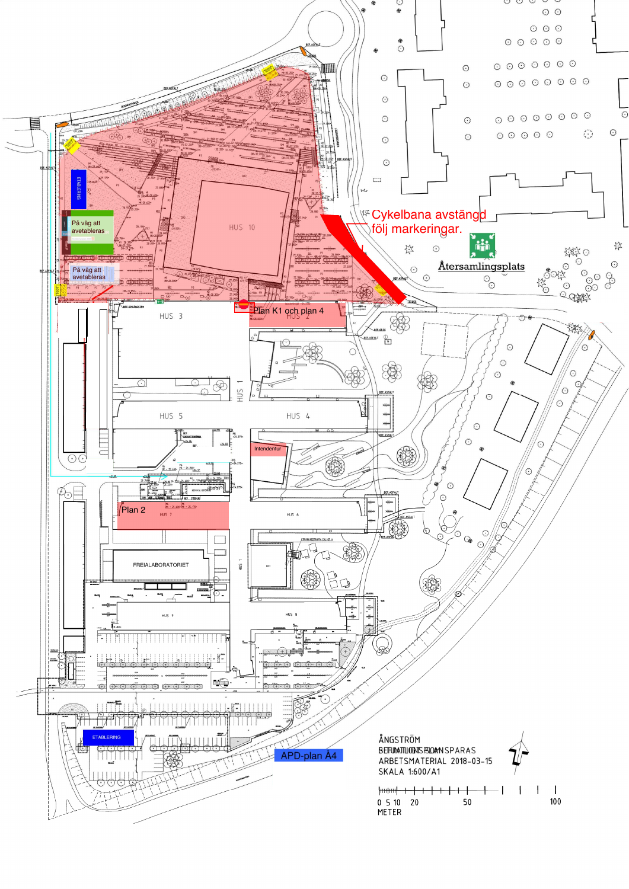Cykelbana avstängd
följ markeringar.

Återsamlingsplats

ETABLERING

På väg att avetableras

På väg att avetableras

HUS 10

Plan K1 och plan 4

HUS 2

HUS 3

HUS 1

HUS 5

HUS 4

Intendentur

Plan 2

HUS 7

HUS 6

FREIALABORATORIET

HUS 9

HUS 8

ETABLERING

APD-plan Å4

ÅNGSTRÖM
BEFINTLIGT SOM SPARAS
ARBETSMATERIAL 2018-03-15
SKALA 1:600/A1

0 5 10 20 50 100
METER